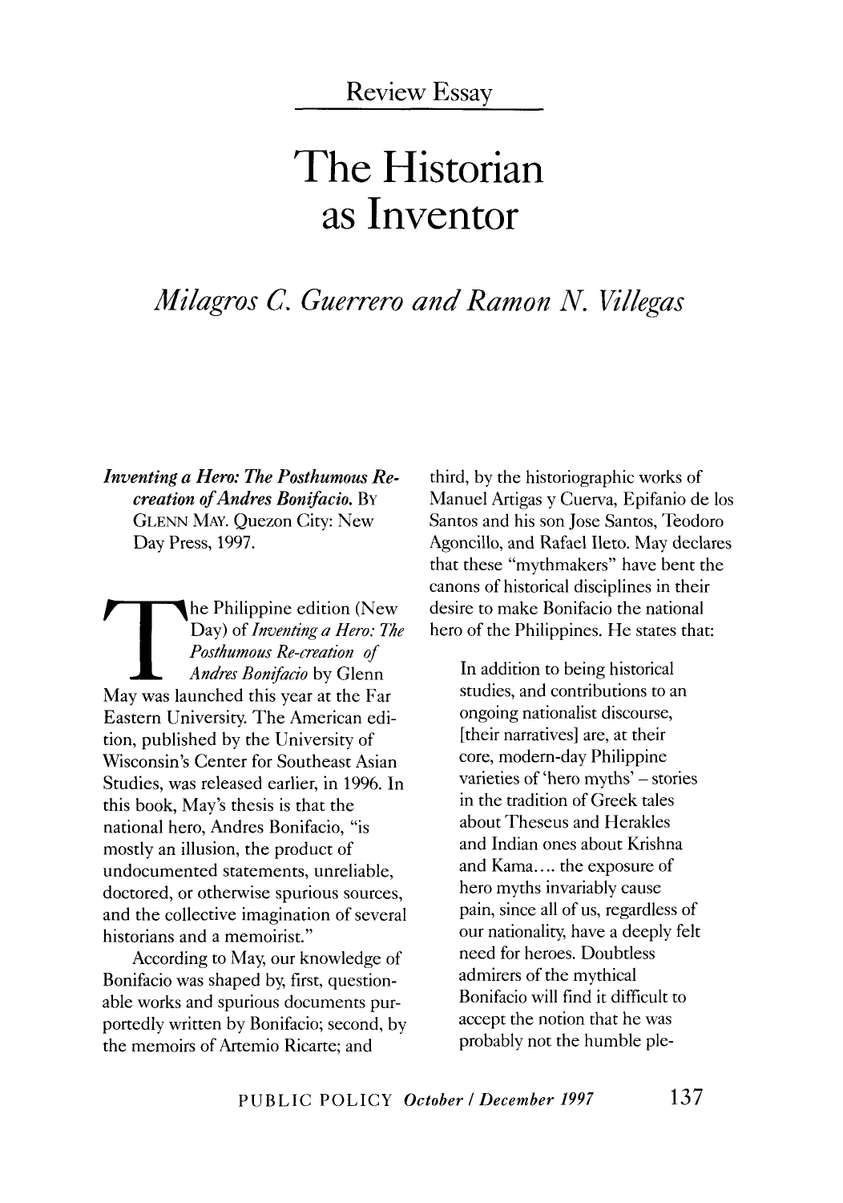Review Essay

# The Historian as Inventor

## *Milagros C. Guerrero and Ramon N. Villegas*

***Inventing a Hero: The Posthumous Re-creation of Andres Bonifacio.*** BY GLENN MAY. Quezon City: New Day Press, 1997.

The Philippine edition (New Day) of *Inventing a Hero: The Posthumous Re-creation of Andres Bonifacio* by Glenn May was launched this year at the Far Eastern University. The American edition, published by the University of Wisconsin's Center for Southeast Asian Studies, was released earlier, in 1996. In this book, May's thesis is that the national hero, Andres Bonifacio, "is mostly an illusion, the product of undocumented statements, unreliable, doctored, or otherwise spurious sources, and the collective imagination of several historians and a memoirist."

According to May, our knowledge of Bonifacio was shaped by, first, questionable works and spurious documents purportedly written by Bonifacio; second, by the memoirs of Artemio Ricarte; and third, by the historiographic works of Manuel Artigas y Cuerva, Epifanio de los Santos and his son Jose Santos, Teodoro Agoncillo, and Rafael Ileto. May declares that these "mythmakers" have bent the canons of historical disciplines in their desire to make Bonifacio the national hero of the Philippines. He states that:

> In addition to being historical studies, and contributions to an ongoing nationalist discourse, [their narratives] are, at their core, modern-day Philippine varieties of 'hero myths' – stories in the tradition of Greek tales about Theseus and Herakles and Indian ones about Krishna and Kama.... the exposure of hero myths invariably cause pain, since all of us, regardless of our nationality, have a deeply felt need for heroes. Doubtless admirers of the mythical Bonifacio will find it difficult to accept the notion that he was probably not the humble ple-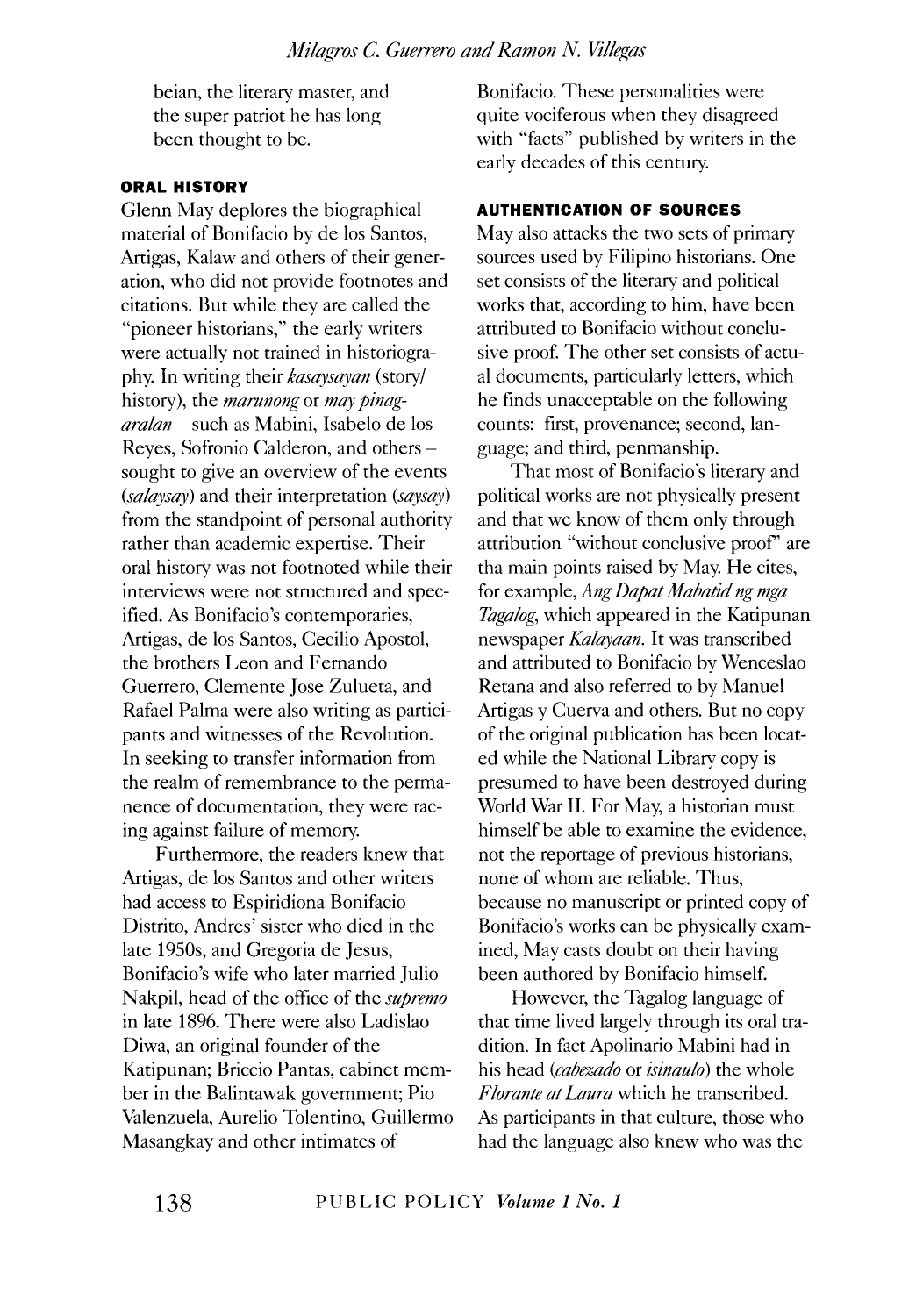beian, the literary master, and the super patriot he has long been thought to be.

#### ORAL HISTORY

Glenn May deplores the biographical material of Bonifacio by de los Santos, Artigas, Kalaw and others of their generation, who did not provide footnotes and citations. But while they are called the "pioneer historians," the early writers were actually not trained in historiography. In writing their *kasaysayan* (story/ history), the *marunong* or *may pinagaralan* – such as Mabini, Isabelo de los Reyes, Sofronio Calderon, and others – sought to give an overview of the events (*salaysay*) and their interpretation (*saysay*) from the standpoint of personal authority rather than academic expertise. Their oral history was not footnoted while their interviews were not structured and specified. As Bonifacio's contemporaries, Artigas, de los Santos, Cecilio Apostol, the brothers Leon and Fernando Guerrero, Clemente Jose Zulueta, and Rafael Palma were also writing as participants and witnesses of the Revolution. In seeking to transfer information from the realm of remembrance to the permanence of documentation, they were racing against failure of memory.

Furthermore, the readers knew that Artigas, de los Santos and other writers had access to Espiridiona Bonifacio Distrito, Andres' sister who died in the late 1950s, and Gregoria de Jesus, Bonifacio's wife who later married Julio Nakpil, head of the office of the *supremo* in late 1896. There were also Ladislao Diwa, an original founder of the Katipunan; Briccio Pantas, cabinet member in the Balintawak government; Pio Valenzuela, Aurelio Tolentino, Guillermo Masangkay and other intimates of Bonifacio. These personalities were quite vociferous when they disagreed with "facts" published by writers in the early decades of this century.

#### AUTHENTICATION OF SOURCES

May also attacks the two sets of primary sources used by Filipino historians. One set consists of the literary and political works that, according to him, have been attributed to Bonifacio without conclusive proof. The other set consists of actual documents, particularly letters, which he finds unacceptable on the following counts: first, provenance; second, language; and third, penmanship.

That most of Bonifacio's literary and political works are not physically present and that we know of them only through attribution "without conclusive proof" are tha main points raised by May. He cites, for example, *Ang Dapat Mabatid ng mga Tagalog*, which appeared in the Katipunan newspaper *Kalayaan*. It was transcribed and attributed to Bonifacio by Wenceslao Retana and also referred to by Manuel Artigas y Cuerva and others. But no copy of the original publication has been located while the National Library copy is presumed to have been destroyed during World War II. For May, a historian must himself be able to examine the evidence, not the reportage of previous historians, none of whom are reliable. Thus, because no manuscript or printed copy of Bonifacio's works can be physically examined, May casts doubt on their having been authored by Bonifacio himself.

However, the Tagalog language of that time lived largely through its oral tradition. In fact Apolinario Mabini had in his head (*cabezado* or *isinaulo*) the whole *Florante at Laura* which he transcribed. As participants in that culture, those who had the language also knew who was the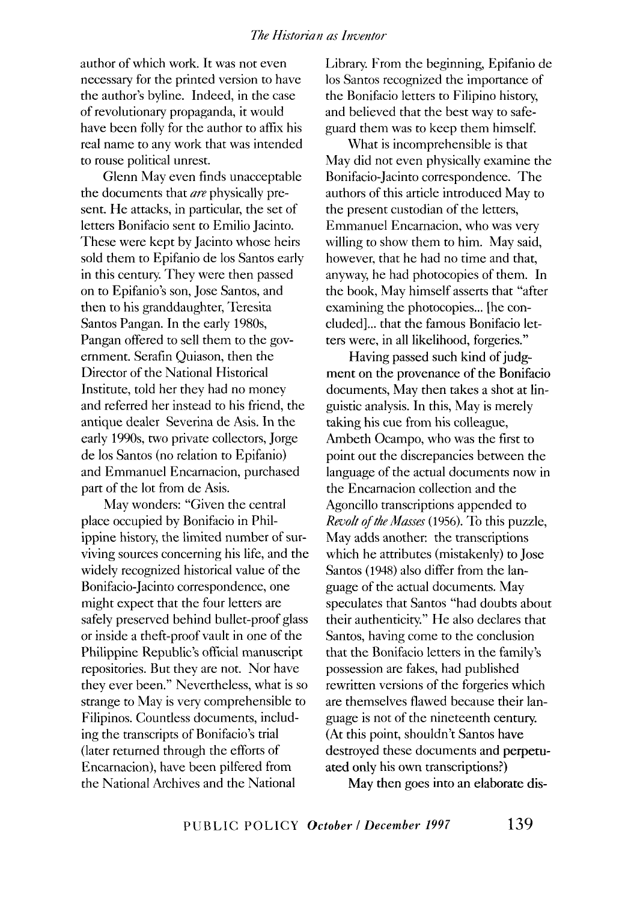author of which work. It was not even necessary for the printed version to have the author's byline. Indeed, in the case of revolutionary propaganda, it would have been folly for the author to affix his real name to any work that was intended to rouse political unrest.

Glenn May even finds unacceptable the documents that *are* physically present. He attacks, in particular, the set of letters Bonifacio sent to Emilio Jacinto. These were kept by Jacinto whose heirs sold them to Epifanio de los Santos early in this century. They were then passed on to Epifanio's son, Jose Santos, and then to his granddaughter, Teresita Santos Pangan. In the early 1980s, Pangan offered to sell them to the government. Serafin Quiason, then the Director of the National Historical Institute, told her they had no money and referred her instead to his friend, the antique dealer Severina de Asis. In the early 1990s, two private collectors, Jorge de los Santos (no relation to Epifanio) and Emmanuel Encarnacion, purchased part of the lot from de Asis.

May wonders: "Given the central place occupied by Bonifacio in Philippine history, the limited number of surviving sources concerning his life, and the widely recognized historical value of the Bonifacio-Jacinto correspondence, one might expect that the four letters are safely preserved behind bullet-proof glass or inside a theft-proof vault in one of the Philippine Republic's official manuscript repositories. But they are not. Nor have they ever been." Nevertheless, what is so strange to May is very comprehensible to Filipinos. Countless documents, including the transcripts of Bonifacio's trial (later returned through the efforts of Encarnacion), have been pilfered from the National Archives and the National Library. From the beginning, Epifanio de los Santos recognized the importance of the Bonifacio letters to Filipino history, and believed that the best way to safeguard them was to keep them himself.

What is incomprehensible is that May did not even physically examine the Bonifacio-Jacinto correspondence. The authors of this article introduced May to the present custodian of the letters, Emmanuel Encarnacion, who was very willing to show them to him. May said, however, that he had no time and that, anyway, he had photocopies of them. In the book, May himself asserts that "after examining the photocopies... [he concluded]... that the famous Bonifacio letters were, in all likelihood, forgeries."

Having passed such kind of judgment on the provenance of the Bonifacio documents, May then takes a shot at linguistic analysis. In this, May is merely taking his cue from his colleague, Ambeth Ocampo, who was the first to point out the discrepancies between the language of the actual documents now in the Encarnacion collection and the Agoncillo transcriptions appended to *Revolt of the Masses* (1956). To this puzzle, May adds another: the transcriptions which he attributes (mistakenly) to Jose Santos (1948) also differ from the language of the actual documents. May speculates that Santos "had doubts about their authenticity." He also declares that Santos, having come to the conclusion that the Bonifacio letters in the family's possession are fakes, had published rewritten versions of the forgeries which are themselves flawed because their language is not of the nineteenth century. (At this point, shouldn't Santos have destroyed these documents and perpetuated only his own transcriptions?)

May then goes into an elaborate dis-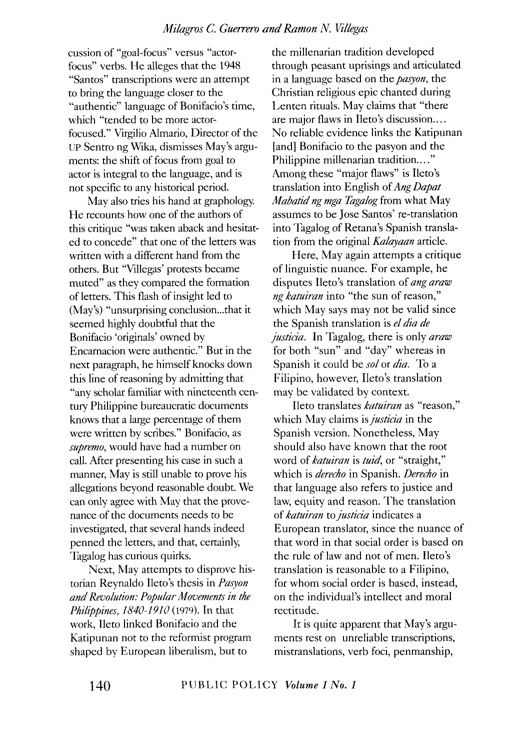cussion of "goal-focus" versus "actor-focus" verbs. He alleges that the 1948 "Santos" transcriptions were an attempt to bring the language closer to the "authentic" language of Bonifacio's time, which "tended to be more actor-focused." Virgilio Almario, Director of the UP Sentro ng Wika, dismisses May's arguments: the shift of focus from goal to actor is integral to the language, and is not specific to any historical period.

May also tries his hand at graphology. He recounts how one of the authors of this critique "was taken aback and hesitated to concede" that one of the letters was written with a different hand from the others. But "Villegas' protests became muted" as they compared the formation of letters. This flash of insight led to (May's) "unsurprising conclusion...that it seemed highly doubtful that the Bonifacio 'originals' owned by Encarnacion were authentic." But in the next paragraph, he himself knocks down this line of reasoning by admitting that "any scholar familiar with nineteenth century Philippine bureaucratic documents knows that a large percentage of them were written by scribes." Bonifacio, as *supremo*, would have had a number on call. After presenting his case in such a manner, May is still unable to prove his allegations beyond reasonable doubt. We can only agree with May that the provenance of the documents needs to be investigated, that several hands indeed penned the letters, and that, certainly, Tagalog has curious quirks.

Next, May attempts to disprove historian Reynaldo Ileto's thesis in *Pasyon and Revolution: Popular Movements in the Philippines, 1840-1910* (1979). In that work, Ileto linked Bonifacio and the Katipunan not to the reformist program shaped by European liberalism, but to the millenarian tradition developed through peasant uprisings and articulated in a language based on the *pasyon*, the Christian religious epic chanted during Lenten rituals. May claims that "there are major flaws in Ileto's discussion.... No reliable evidence links the Katipunan [and] Bonifacio to the pasyon and the Philippine millenarian tradition...." Among these "major flaws" is Ileto's translation into English of *Ang Dapat Mabatid ng mga Tagalog* from what May assumes to be Jose Santos' re-translation into Tagalog of Retana's Spanish translation from the original *Kalayaan* article.

Here, May again attempts a critique of linguistic nuance. For example, he disputes Ileto's translation of *ang araw ng katuiran* into "the sun of reason," which May says may not be valid since the Spanish translation is *el dia de justicia*. In Tagalog, there is only *araw* for both "sun" and "day" whereas in Spanish it could be *sol* or *dia*. To a Filipino, however, Ileto's translation may be validated by context.

Ileto translates *katuiran* as "reason," which May claims is *justicia* in the Spanish version. Nonetheless, May should also have known that the root word of *katuiran* is *tuid*, or "straight," which is *derecho* in Spanish. *Derecho* in that language also refers to justice and law, equity and reason. The translation of *katuiran* to *justicia* indicates a European translator, since the nuance of that word in that social order is based on the rule of law and not of men. Ileto's translation is reasonable to a Filipino, for whom social order is based, instead, on the individual's intellect and moral rectitude.

It is quite apparent that May's arguments rest on unreliable transcriptions, mistranslations, verb foci, penmanship,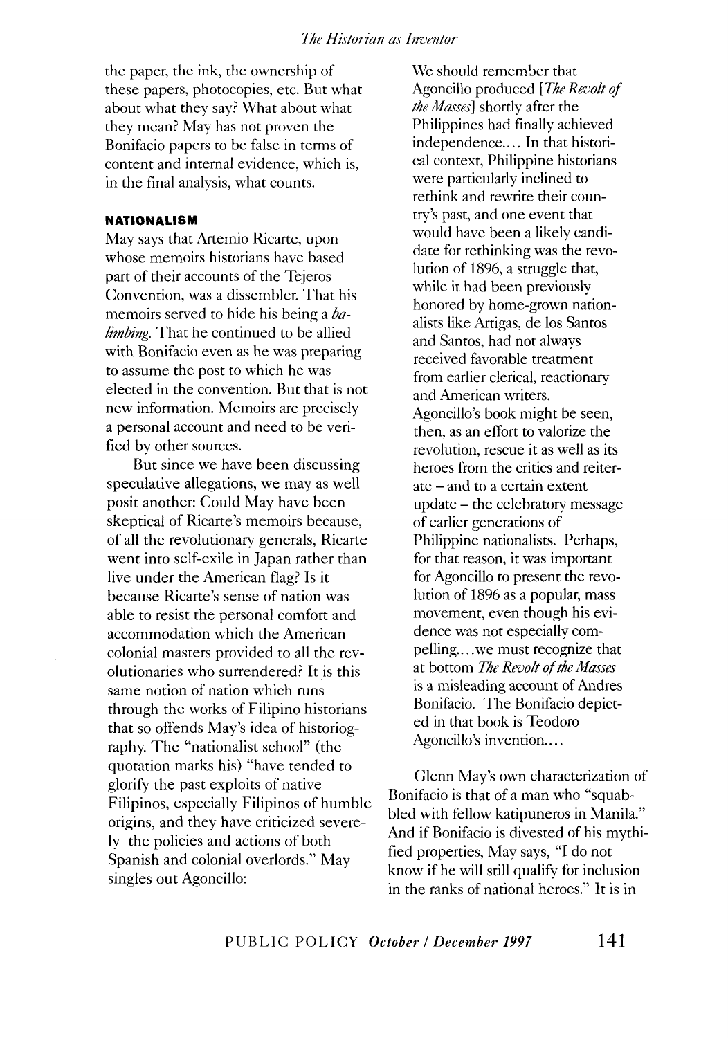the paper, the ink, the ownership of these papers, photocopies, etc. But what about what they say? What about what they mean? May has not proven the Bonifacio papers to be false in terms of content and internal evidence, which is, in the final analysis, what counts.

## NATIONALISM

May says that Artemio Ricarte, upon whose memoirs historians have based part of their accounts of the Tejeros Convention, was a dissembler. That his memoirs served to hide his being a *balimbing*. That he continued to be allied with Bonifacio even as he was preparing to assume the post to which he was elected in the convention. But that is not new information. Memoirs are precisely a personal account and need to be verified by other sources.

But since we have been discussing speculative allegations, we may as well posit another: Could May have been skeptical of Ricarte's memoirs because, of all the revolutionary generals, Ricarte went into self-exile in Japan rather than live under the American flag? Is it because Ricarte's sense of nation was able to resist the personal comfort and accommodation which the American colonial masters provided to all the revolutionaries who surrendered? It is this same notion of nation which runs through the works of Filipino historians that so offends May's idea of historiography. The "nationalist school" (the quotation marks his) "have tended to glorify the past exploits of native Filipinos, especially Filipinos of humble origins, and they have criticized severely the policies and actions of both Spanish and colonial overlords." May singles out Agoncillo:

> We should remember that Agoncillo produced [*The Revolt of the Masses*] shortly after the Philippines had finally achieved independence.... In that historical context, Philippine historians were particularly inclined to rethink and rewrite their country's past, and one event that would have been a likely candidate for rethinking was the revolution of 1896, a struggle that, while it had been previously honored by home-grown nationalists like Artigas, de los Santos and Santos, had not always received favorable treatment from earlier clerical, reactionary and American writers. Agoncillo's book might be seen, then, as an effort to valorize the revolution, rescue it as well as its heroes from the critics and reiterate – and to a certain extent update – the celebratory message of earlier generations of Philippine nationalists. Perhaps, for that reason, it was important for Agoncillo to present the revolution of 1896 as a popular, mass movement, even though his evidence was not especially compelling....we must recognize that at bottom *The Revolt of the Masses* is a misleading account of Andres Bonifacio. The Bonifacio depicted in that book is Teodoro Agoncillo's invention....

Glenn May's own characterization of Bonifacio is that of a man who "squabbled with fellow katipuneros in Manila." And if Bonifacio is divested of his mythified properties, May says, "I do not know if he will still qualify for inclusion in the ranks of national heroes." It is in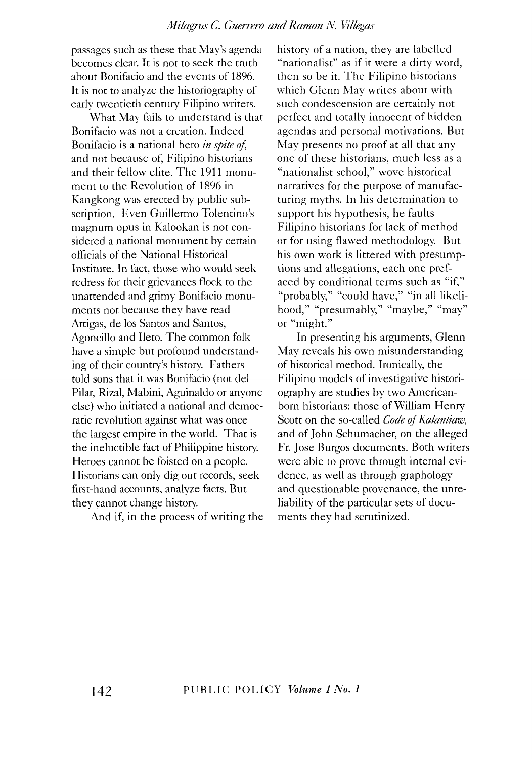passages such as these that May's agenda becomes clear. It is not to seek the truth about Bonifacio and the events of 1896. It is not to analyze the historiography of early twentieth century Filipino writers.

What May fails to understand is that Bonifacio was not a creation. Indeed Bonifacio is a national hero *in spite of*, and not because of, Filipino historians and their fellow elite. The 1911 monument to the Revolution of 1896 in Kangkong was erected by public subscription. Even Guillermo Tolentino's magnum opus in Kalookan is not considered a national monument by certain officials of the National Historical Institute. In fact, those who would seek redress for their grievances flock to the unattended and grimy Bonifacio monuments not because they have read Artigas, de los Santos and Santos, Agoncillo and Ileto. The common folk have a simple but profound understanding of their country's history. Fathers told sons that it was Bonifacio (not del Pilar, Rizal, Mabini, Aguinaldo or anyone else) who initiated a national and democratic revolution against what was once the largest empire in the world. That is the ineluctible fact of Philippine history. Heroes cannot be foisted on a people. Historians can only dig out records, seek first-hand accounts, analyze facts. But they cannot change history.

And if, in the process of writing the history of a nation, they are labelled "nationalist" as if it were a dirty word, then so be it. The Filipino historians which Glenn May writes about with such condescension are certainly not perfect and totally innocent of hidden agendas and personal motivations. But May presents no proof at all that any one of these historians, much less as a "nationalist school," wove historical narratives for the purpose of manufacturing myths. In his determination to support his hypothesis, he faults Filipino historians for lack of method or for using flawed methodology. But his own work is littered with presumptions and allegations, each one prefaced by conditional terms such as "if," "probably," "could have," "in all likelihood," "presumably," "maybe," "may" or "might."

In presenting his arguments, Glenn May reveals his own misunderstanding of historical method. Ironically, the Filipino models of investigative historiography are studies by two American-born historians: those of William Henry Scott on the so-called *Code of Kalantiaw*, and of John Schumacher, on the alleged Fr. Jose Burgos documents. Both writers were able to prove through internal evidence, as well as through graphology and questionable provenance, the unreliability of the particular sets of documents they had scrutinized.